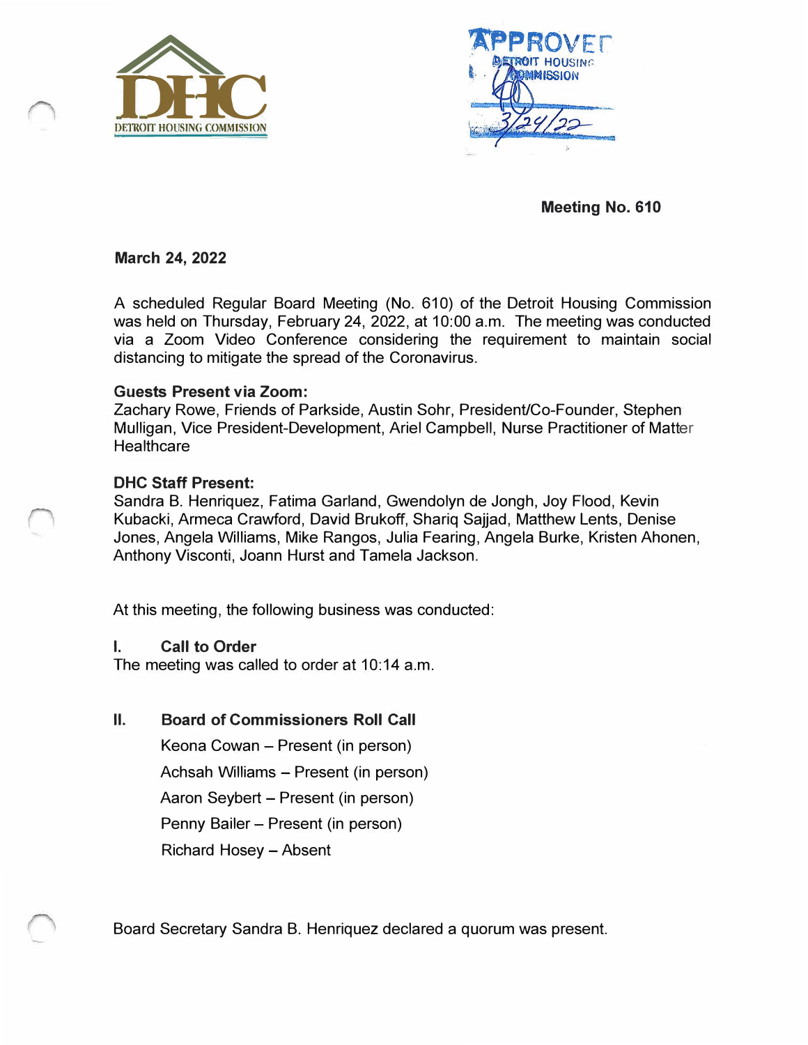DETROIT HOUSING COMMISSION

APPROVED
DETROIT HOUSING COMMISSION
3/24/22

**Meeting No. 610**

**March 24, 2022**

A scheduled Regular Board Meeting (No. 610) of the Detroit Housing Commission was held on Thursday, February 24, 2022, at 10:00 a.m. The meeting was conducted via a Zoom Video Conference considering the requirement to maintain social distancing to mitigate the spread of the Coronavirus.

**Guests Present via Zoom:**
Zachary Rowe, Friends of Parkside, Austin Sohr, President/Co-Founder, Stephen Mulligan, Vice President-Development, Ariel Campbell, Nurse Practitioner of Matter Healthcare

**DHC Staff Present:**
Sandra B. Henriquez, Fatima Garland, Gwendolyn de Jongh, Joy Flood, Kevin Kubacki, Armeca Crawford, David Brukoff, Shariq Sajjad, Matthew Lents, Denise Jones, Angela Williams, Mike Rangos, Julia Fearing, Angela Burke, Kristen Ahonen, Anthony Visconti, Joann Hurst and Tamela Jackson.

At this meeting, the following business was conducted:

## I. Call to Order

The meeting was called to order at 10:14 a.m.

## II. Board of Commissioners Roll Call

Keona Cowan – Present (in person)

Achsah Williams – Present (in person)

Aaron Seybert – Present (in person)

Penny Bailer – Present (in person)

Richard Hosey – Absent

Board Secretary Sandra B. Henriquez declared a quorum was present.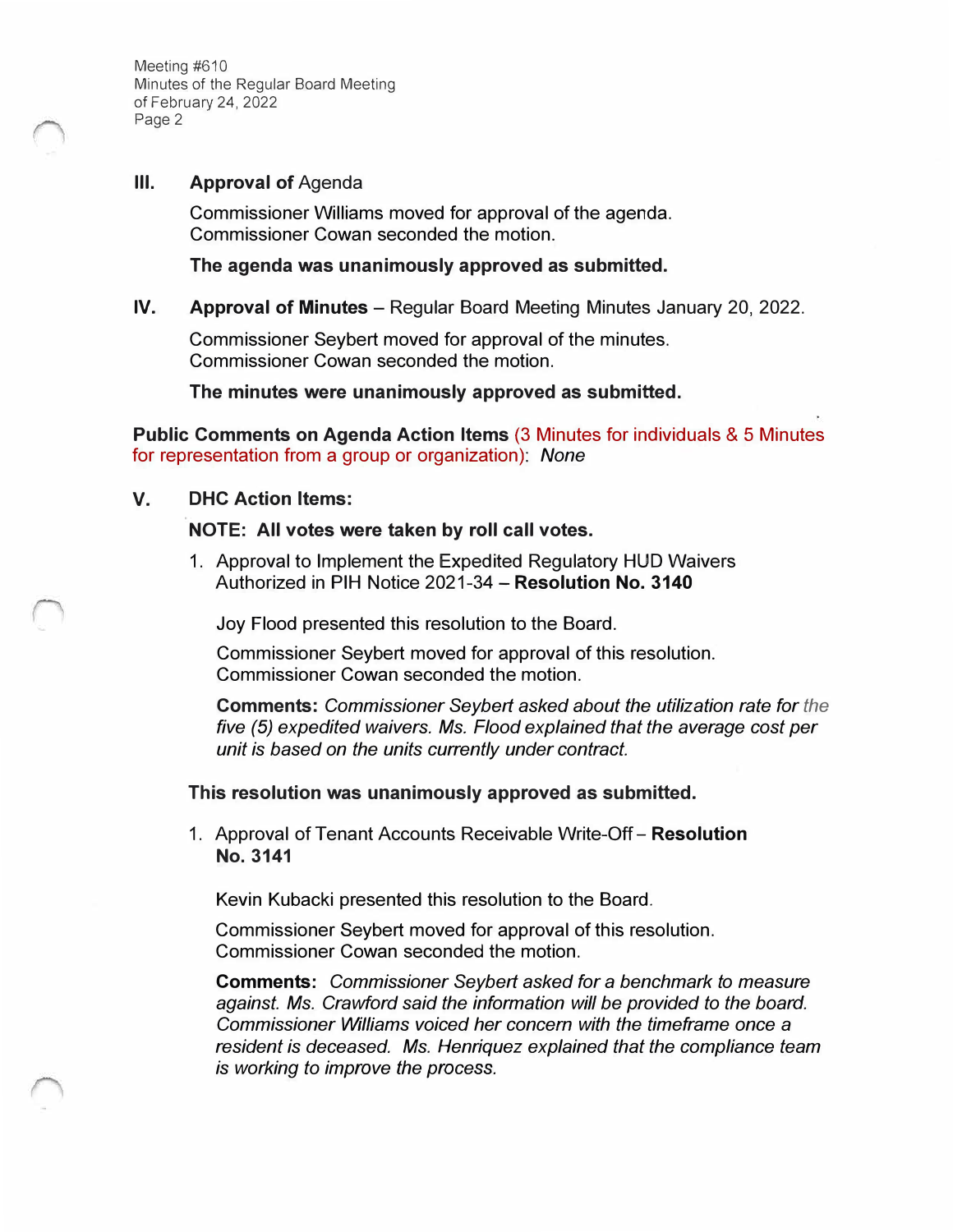## III. **Approval of** Agenda

Commissioner Williams moved for approval of the agenda.
Commissioner Cowan seconded the motion.

**The agenda was unanimously approved as submitted.**

## IV. **Approval of Minutes** – Regular Board Meeting Minutes January 20, 2022.

Commissioner Seybert moved for approval of the minutes.
Commissioner Cowan seconded the motion.

**The minutes were unanimously approved as submitted.**

**Public Comments on Agenda Action Items** (3 Minutes for individuals & 5 Minutes for representation from a group or organization): *None*

## V. **DHC Action Items:**

**NOTE: All votes were taken by roll call votes.**

1. Approval to Implement the Expedited Regulatory HUD Waivers Authorized in PIH Notice 2021-34 – **Resolution No. 3140**

   Joy Flood presented this resolution to the Board.

   Commissioner Seybert moved for approval of this resolution.
   Commissioner Cowan seconded the motion.

   **Comments:** *Commissioner Seybert asked about the utilization rate for the five (5) expedited waivers. Ms. Flood explained that the average cost per unit is based on the units currently under contract.*

**This resolution was unanimously approved as submitted.**

1. Approval of Tenant Accounts Receivable Write-Off – **Resolution No. 3141**

   Kevin Kubacki presented this resolution to the Board.

   Commissioner Seybert moved for approval of this resolution.
   Commissioner Cowan seconded the motion.

   **Comments:** *Commissioner Seybert asked for a benchmark to measure against. Ms. Crawford said the information will be provided to the board. Commissioner Williams voiced her concern with the timeframe once a resident is deceased. Ms. Henriquez explained that the compliance team is working to improve the process.*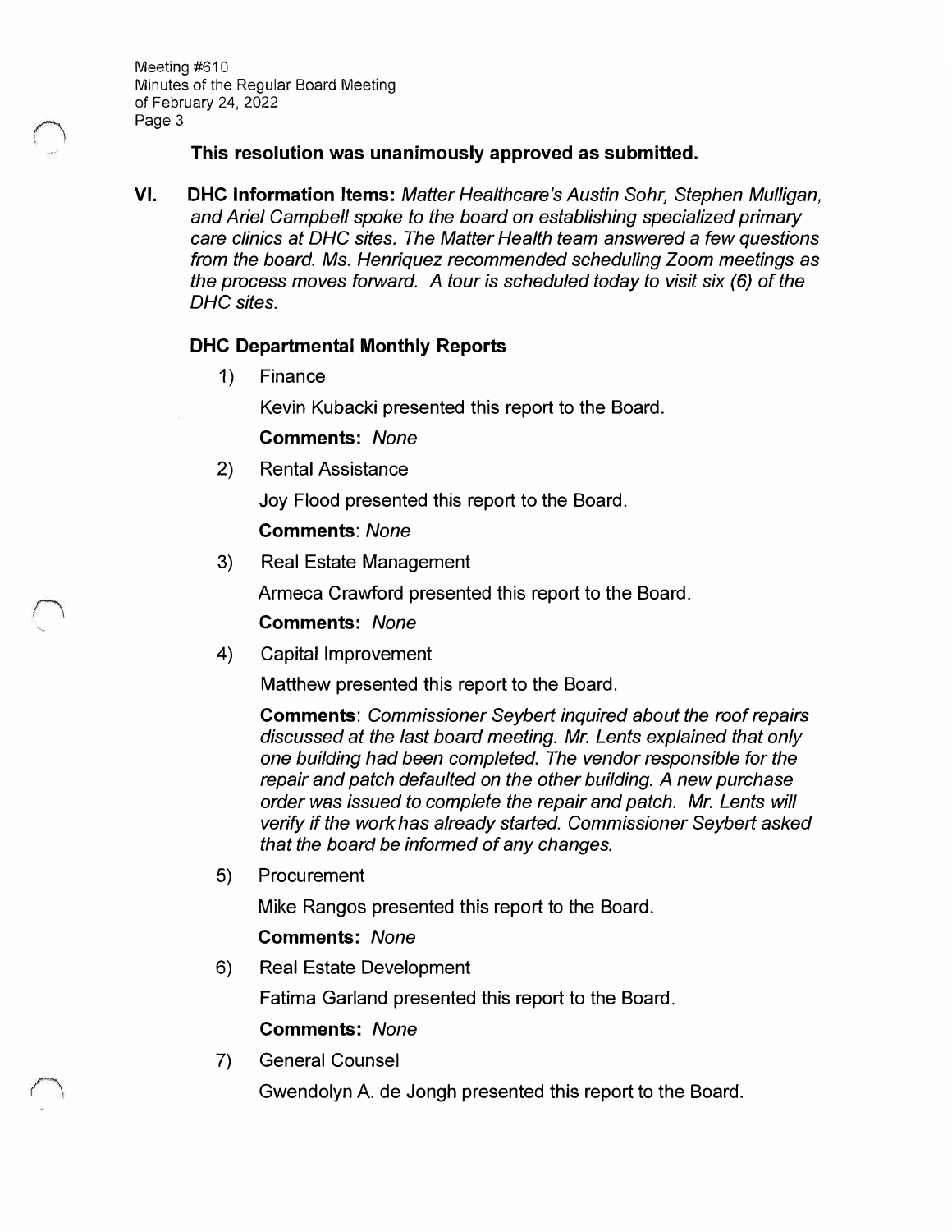**This resolution was unanimously approved as submitted.**

**VI. DHC Information Items:** *Matter Healthcare's Austin Sohr, Stephen Mulligan, and Ariel Campbell spoke to the board on establishing specialized primary care clinics at DHC sites. The Matter Health team answered a few questions from the board. Ms. Henriquez recommended scheduling Zoom meetings as the process moves forward. A tour is scheduled today to visit six (6) of the DHC sites.*

**DHC Departmental Monthly Reports**

1) Finance

   Kevin Kubacki presented this report to the Board.

   **Comments:** *None*

2) Rental Assistance

   Joy Flood presented this report to the Board.

   **Comments**: *None*

3) Real Estate Management

   Armeca Crawford presented this report to the Board.

   **Comments:** *None*

4) Capital Improvement

   Matthew presented this report to the Board.

   **Comments**: *Commissioner Seybert inquired about the roof repairs discussed at the last board meeting. Mr. Lents explained that only one building had been completed. The vendor responsible for the repair and patch defaulted on the other building. A new purchase order was issued to complete the repair and patch. Mr. Lents will verify if the work has already started. Commissioner Seybert asked that the board be informed of any changes.*

5) Procurement

   Mike Rangos presented this report to the Board.

   **Comments:** *None*

6) Real Estate Development

   Fatima Garland presented this report to the Board.

   **Comments:** *None*

7) General Counsel

   Gwendolyn A. de Jongh presented this report to the Board.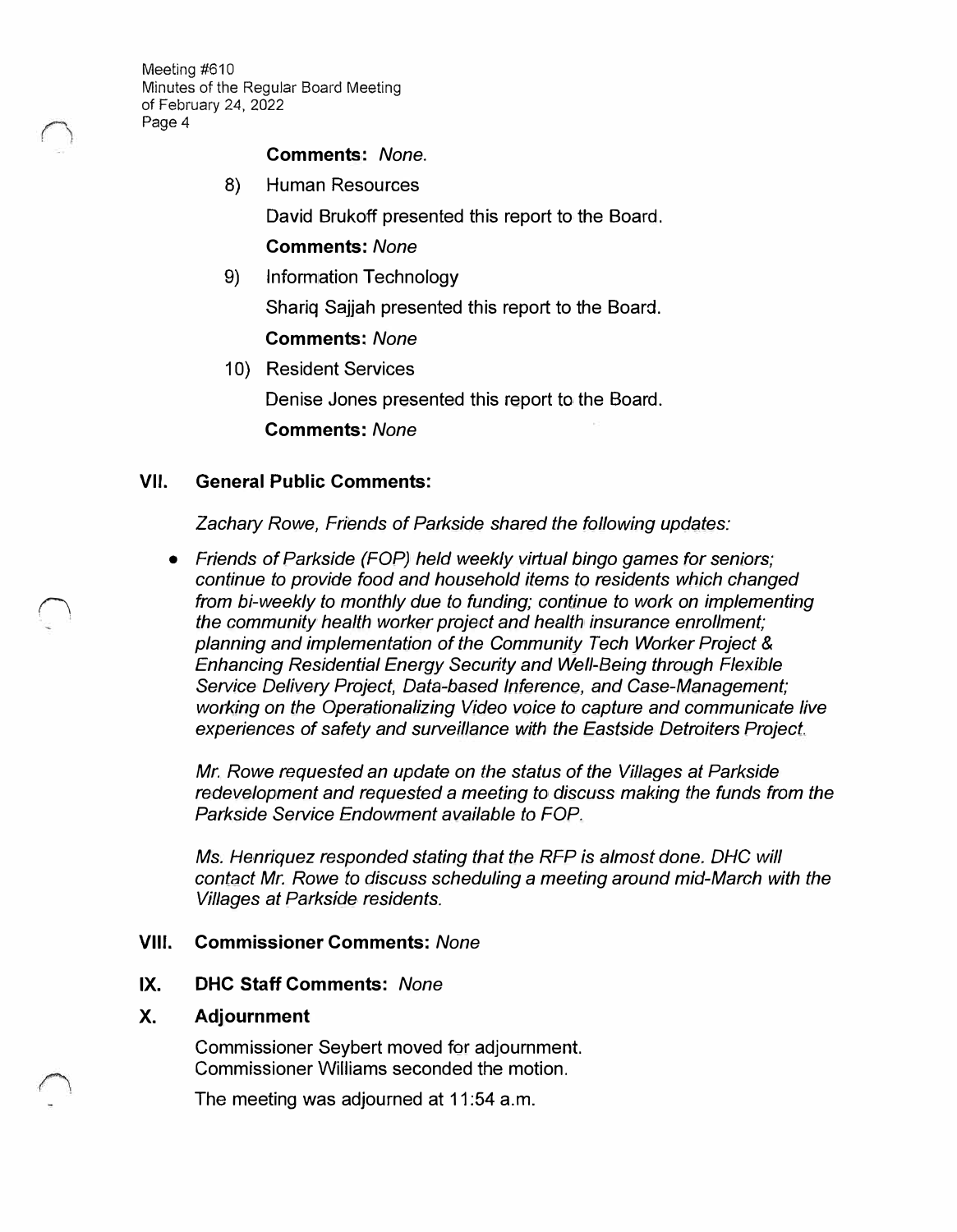**Comments:** *None.*

8) Human Resources

   David Brukoff presented this report to the Board.

   **Comments:** *None*

9) Information Technology

   Shariq Sajjah presented this report to the Board.

   **Comments:** *None*

10) Resident Services

    Denise Jones presented this report to the Board.

    **Comments:** *None*

## VII. General Public Comments:

*Zachary Rowe, Friends of Parkside shared the following updates:*

- *Friends of Parkside (FOP) held weekly virtual bingo games for seniors; continue to provide food and household items to residents which changed from bi-weekly to monthly due to funding; continue to work on implementing the community health worker project and health insurance enrollment; planning and implementation of the Community Tech Worker Project & Enhancing Residential Energy Security and Well-Being through Flexible Service Delivery Project, Data-based Inference, and Case-Management; working on the Operationalizing Video voice to capture and communicate live experiences of safety and surveillance with the Eastside Detroiters Project.*

*Mr. Rowe requested an update on the status of the Villages at Parkside redevelopment and requested a meeting to discuss making the funds from the Parkside Service Endowment available to FOP.*

*Ms. Henriquez responded stating that the RFP is almost done. DHC will contact Mr. Rowe to discuss scheduling a meeting around mid-March with the Villages at Parkside residents.*

## VIII. Commissioner Comments: *None*

## IX. DHC Staff Comments: *None*

## X. Adjournment

Commissioner Seybert moved for adjournment.
Commissioner Williams seconded the motion.

The meeting was adjourned at 11:54 a.m.